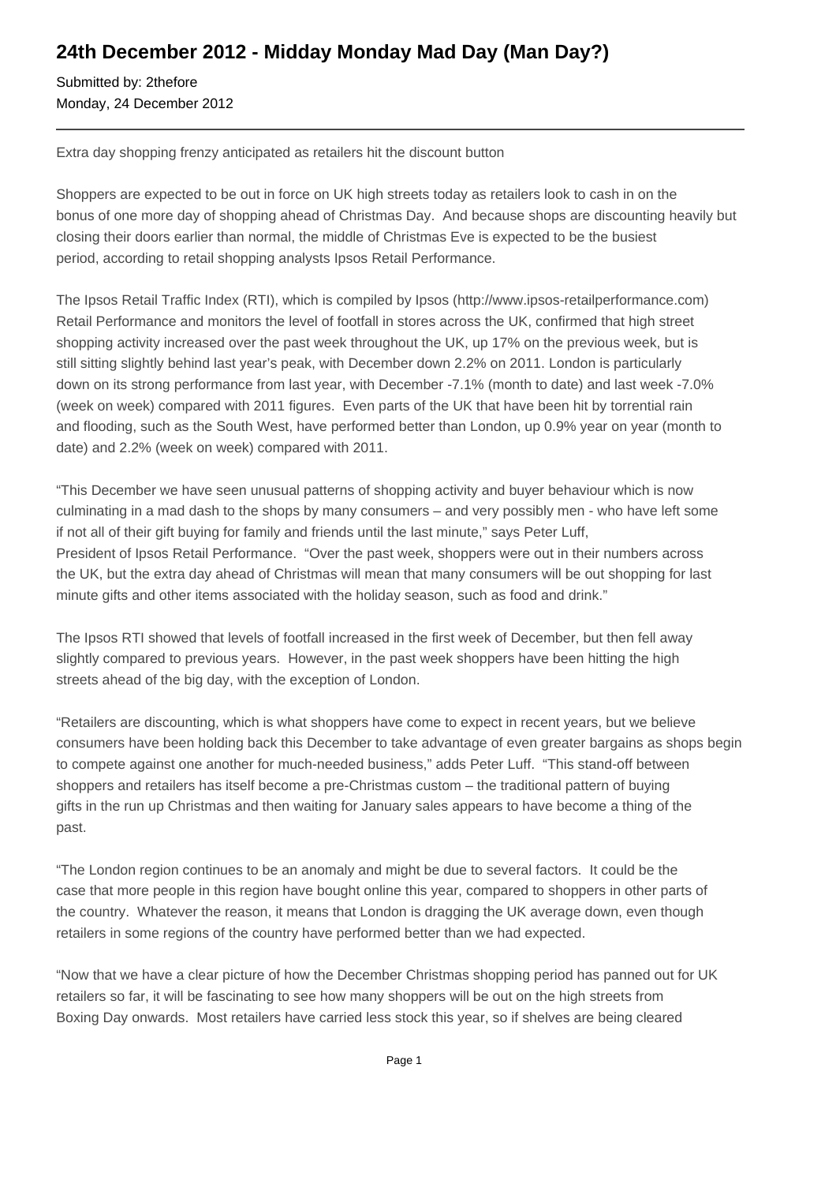# 24th December 2012 - Midday Monday Mad Day (Man Day?)

Submitted by: 2thefore
Monday, 24 December 2012

---

Extra day shopping frenzy anticipated as retailers hit the discount button

Shoppers are expected to be out in force on UK high streets today as retailers look to cash in on the bonus of one more day of shopping ahead of Christmas Day. And because shops are discounting heavily but closing their doors earlier than normal, the middle of Christmas Eve is expected to be the busiest period, according to retail shopping analysts Ipsos Retail Performance.

The Ipsos Retail Traffic Index (RTI), which is compiled by Ipsos (http://www.ipsos-retailperformance.com) Retail Performance and monitors the level of footfall in stores across the UK, confirmed that high street shopping activity increased over the past week throughout the UK, up 17% on the previous week, but is still sitting slightly behind last year's peak, with December down 2.2% on 2011. London is particularly down on its strong performance from last year, with December -7.1% (month to date) and last week -7.0% (week on week) compared with 2011 figures. Even parts of the UK that have been hit by torrential rain and flooding, such as the South West, have performed better than London, up 0.9% year on year (month to date) and 2.2% (week on week) compared with 2011.

"This December we have seen unusual patterns of shopping activity and buyer behaviour which is now culminating in a mad dash to the shops by many consumers – and very possibly men - who have left some if not all of their gift buying for family and friends until the last minute," says Peter Luff, President of Ipsos Retail Performance. "Over the past week, shoppers were out in their numbers across the UK, but the extra day ahead of Christmas will mean that many consumers will be out shopping for last minute gifts and other items associated with the holiday season, such as food and drink."

The Ipsos RTI showed that levels of footfall increased in the first week of December, but then fell away slightly compared to previous years. However, in the past week shoppers have been hitting the high streets ahead of the big day, with the exception of London.

"Retailers are discounting, which is what shoppers have come to expect in recent years, but we believe consumers have been holding back this December to take advantage of even greater bargains as shops begin to compete against one another for much-needed business," adds Peter Luff. "This stand-off between shoppers and retailers has itself become a pre-Christmas custom – the traditional pattern of buying gifts in the run up Christmas and then waiting for January sales appears to have become a thing of the past.

"The London region continues to be an anomaly and might be due to several factors. It could be the case that more people in this region have bought online this year, compared to shoppers in other parts of the country. Whatever the reason, it means that London is dragging the UK average down, even though retailers in some regions of the country have performed better than we had expected.

"Now that we have a clear picture of how the December Christmas shopping period has panned out for UK retailers so far, it will be fascinating to see how many shoppers will be out on the high streets from Boxing Day onwards. Most retailers have carried less stock this year, so if shelves are being cleared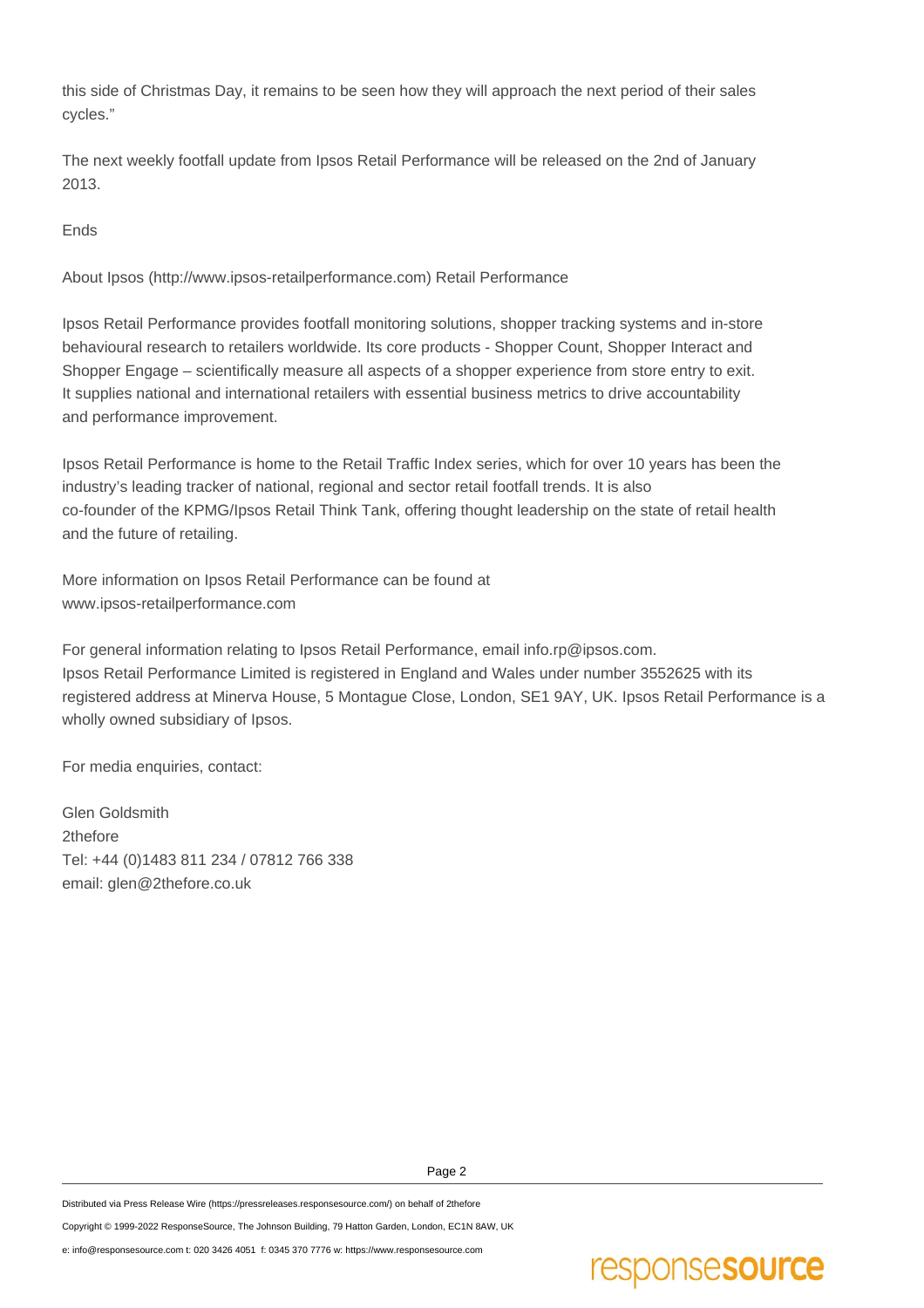this side of Christmas Day, it remains to be seen how they will approach the next period of their sales cycles."

The next weekly footfall update from Ipsos Retail Performance will be released on the 2nd of January 2013.

Ends

About Ipsos (http://www.ipsos-retailperformance.com) Retail Performance

Ipsos Retail Performance provides footfall monitoring solutions, shopper tracking systems and in-store behavioural research to retailers worldwide. Its core products - Shopper Count, Shopper Interact and Shopper Engage – scientifically measure all aspects of a shopper experience from store entry to exit. It supplies national and international retailers with essential business metrics to drive accountability and performance improvement.

Ipsos Retail Performance is home to the Retail Traffic Index series, which for over 10 years has been the industry's leading tracker of national, regional and sector retail footfall trends. It is also co-founder of the KPMG/Ipsos Retail Think Tank, offering thought leadership on the state of retail health and the future of retailing.

More information on Ipsos Retail Performance can be found at www.ipsos-retailperformance.com

For general information relating to Ipsos Retail Performance, email info.rp@ipsos.com.
Ipsos Retail Performance Limited is registered in England and Wales under number 3552625 with its registered address at Minerva House, 5 Montague Close, London, SE1 9AY, UK. Ipsos Retail Performance is a wholly owned subsidiary of Ipsos.

For media enquiries, contact:

Glen Goldsmith
2thefore
Tel: +44 (0)1483 811 234 / 07812 766 338
email: glen@2thefore.co.uk

Distributed via Press Release Wire (https://pressreleases.responsesource.com/) on behalf of 2thefore

Copyright © 1999-2022 ResponseSource, The Johnson Building, 79 Hatton Garden, London, EC1N 8AW, UK

e: info@responsesource.com t: 020 3426 4051 f: 0345 370 7776 w: https://www.responsesource.com